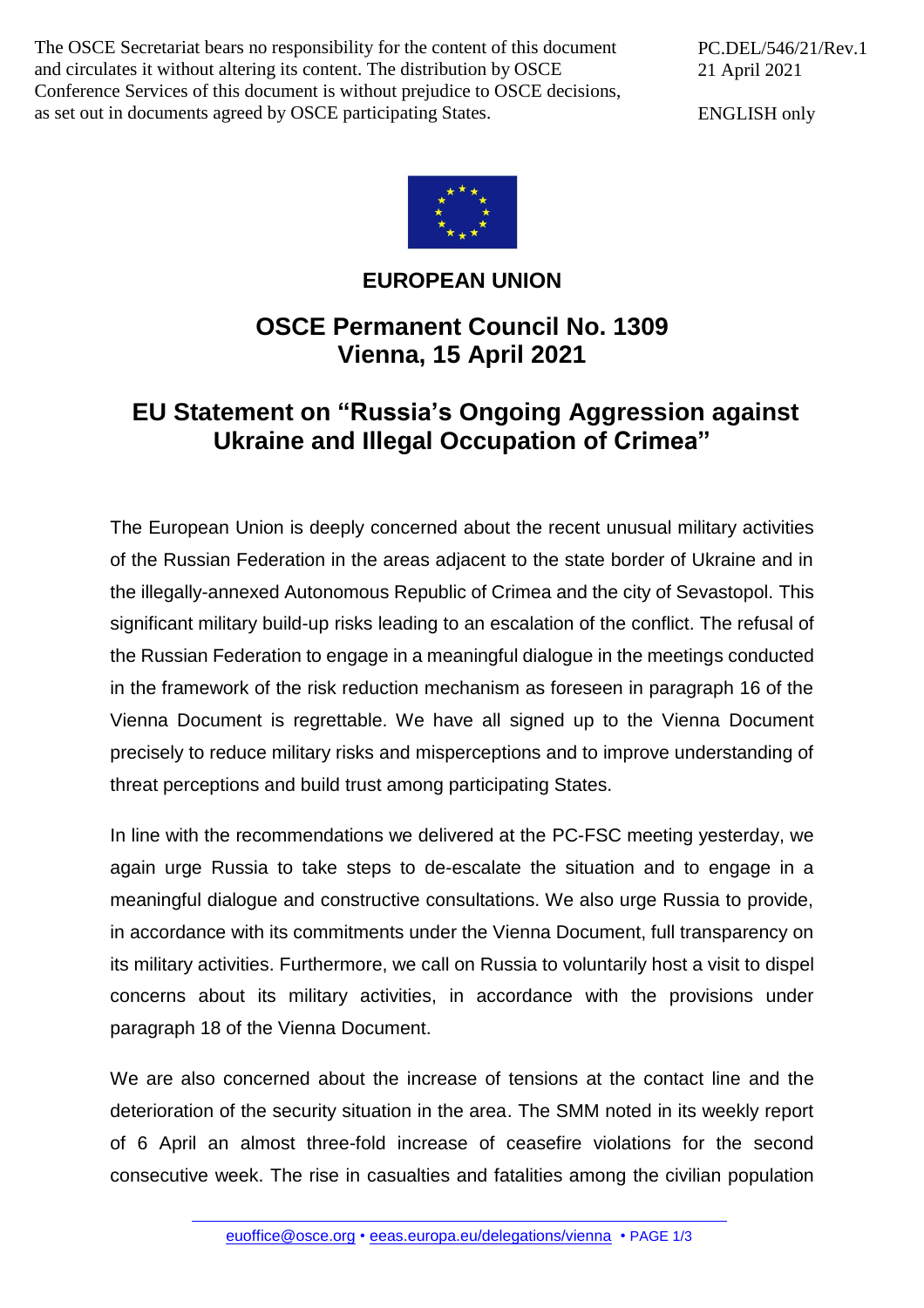The OSCE Secretariat bears no responsibility for the content of this document and circulates it without altering its content. The distribution by OSCE Conference Services of this document is without prejudice to OSCE decisions, as set out in documents agreed by OSCE participating States.

PC.DEL/546/21/Rev.1
21 April 2021

ENGLISH only

**EUROPEAN UNION**

## OSCE Permanent Council No. 1309
## Vienna, 15 April 2021

# EU Statement on "Russia's Ongoing Aggression against Ukraine and Illegal Occupation of Crimea"

The European Union is deeply concerned about the recent unusual military activities of the Russian Federation in the areas adjacent to the state border of Ukraine and in the illegally-annexed Autonomous Republic of Crimea and the city of Sevastopol. This significant military build-up risks leading to an escalation of the conflict. The refusal of the Russian Federation to engage in a meaningful dialogue in the meetings conducted in the framework of the risk reduction mechanism as foreseen in paragraph 16 of the Vienna Document is regrettable. We have all signed up to the Vienna Document precisely to reduce military risks and misperceptions and to improve understanding of threat perceptions and build trust among participating States.

In line with the recommendations we delivered at the PC-FSC meeting yesterday, we again urge Russia to take steps to de-escalate the situation and to engage in a meaningful dialogue and constructive consultations. We also urge Russia to provide, in accordance with its commitments under the Vienna Document, full transparency on its military activities. Furthermore, we call on Russia to voluntarily host a visit to dispel concerns about its military activities, in accordance with the provisions under paragraph 18 of the Vienna Document.

We are also concerned about the increase of tensions at the contact line and the deterioration of the security situation in the area. The SMM noted in its weekly report of 6 April an almost three-fold increase of ceasefire violations for the second consecutive week. The rise in casualties and fatalities among the civilian population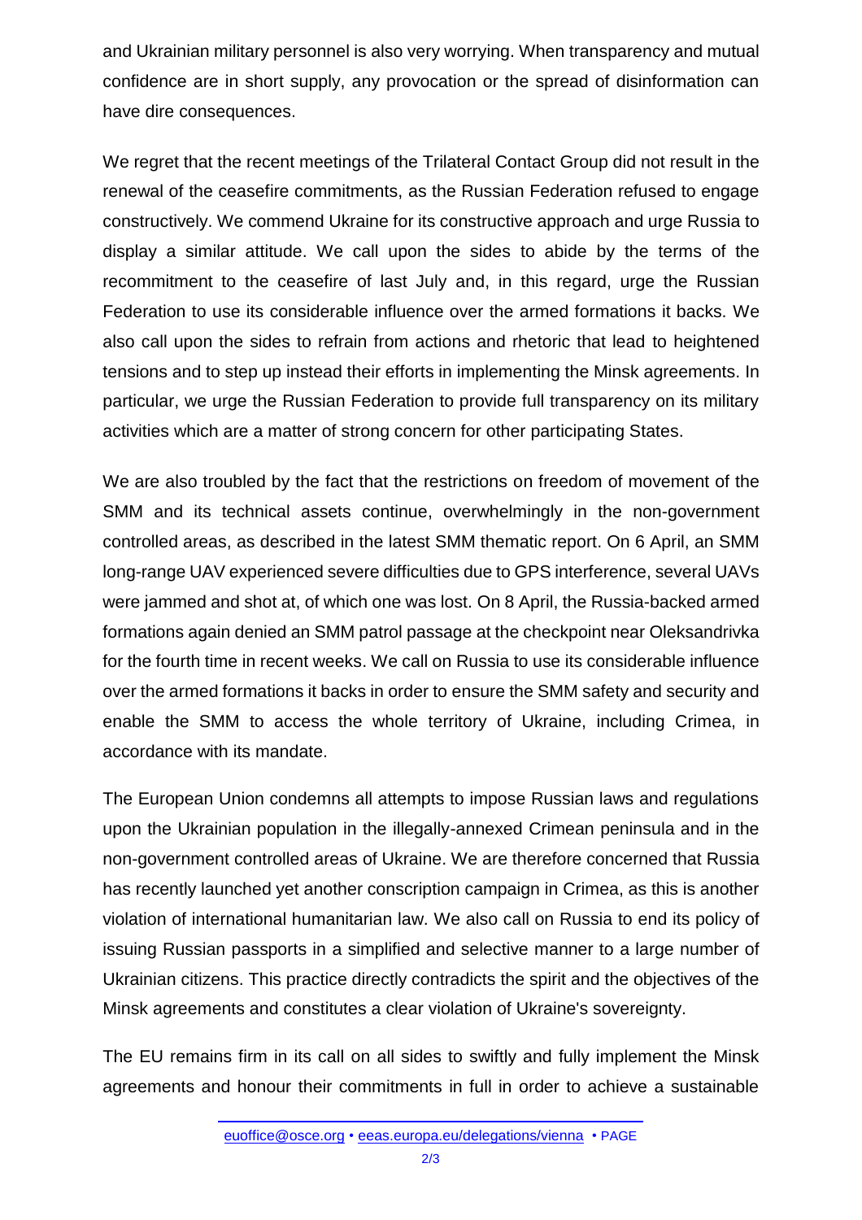and Ukrainian military personnel is also very worrying. When transparency and mutual confidence are in short supply, any provocation or the spread of disinformation can have dire consequences.

We regret that the recent meetings of the Trilateral Contact Group did not result in the renewal of the ceasefire commitments, as the Russian Federation refused to engage constructively. We commend Ukraine for its constructive approach and urge Russia to display a similar attitude. We call upon the sides to abide by the terms of the recommitment to the ceasefire of last July and, in this regard, urge the Russian Federation to use its considerable influence over the armed formations it backs. We also call upon the sides to refrain from actions and rhetoric that lead to heightened tensions and to step up instead their efforts in implementing the Minsk agreements. In particular, we urge the Russian Federation to provide full transparency on its military activities which are a matter of strong concern for other participating States.

We are also troubled by the fact that the restrictions on freedom of movement of the SMM and its technical assets continue, overwhelmingly in the non-government controlled areas, as described in the latest SMM thematic report. On 6 April, an SMM long-range UAV experienced severe difficulties due to GPS interference, several UAVs were jammed and shot at, of which one was lost. On 8 April, the Russia-backed armed formations again denied an SMM patrol passage at the checkpoint near Oleksandrivka for the fourth time in recent weeks. We call on Russia to use its considerable influence over the armed formations it backs in order to ensure the SMM safety and security and enable the SMM to access the whole territory of Ukraine, including Crimea, in accordance with its mandate.

The European Union condemns all attempts to impose Russian laws and regulations upon the Ukrainian population in the illegally-annexed Crimean peninsula and in the non-government controlled areas of Ukraine. We are therefore concerned that Russia has recently launched yet another conscription campaign in Crimea, as this is another violation of international humanitarian law. We also call on Russia to end its policy of issuing Russian passports in a simplified and selective manner to a large number of Ukrainian citizens. This practice directly contradicts the spirit and the objectives of the Minsk agreements and constitutes a clear violation of Ukraine's sovereignty.

The EU remains firm in its call on all sides to swiftly and fully implement the Minsk agreements and honour their commitments in full in order to achieve a sustainable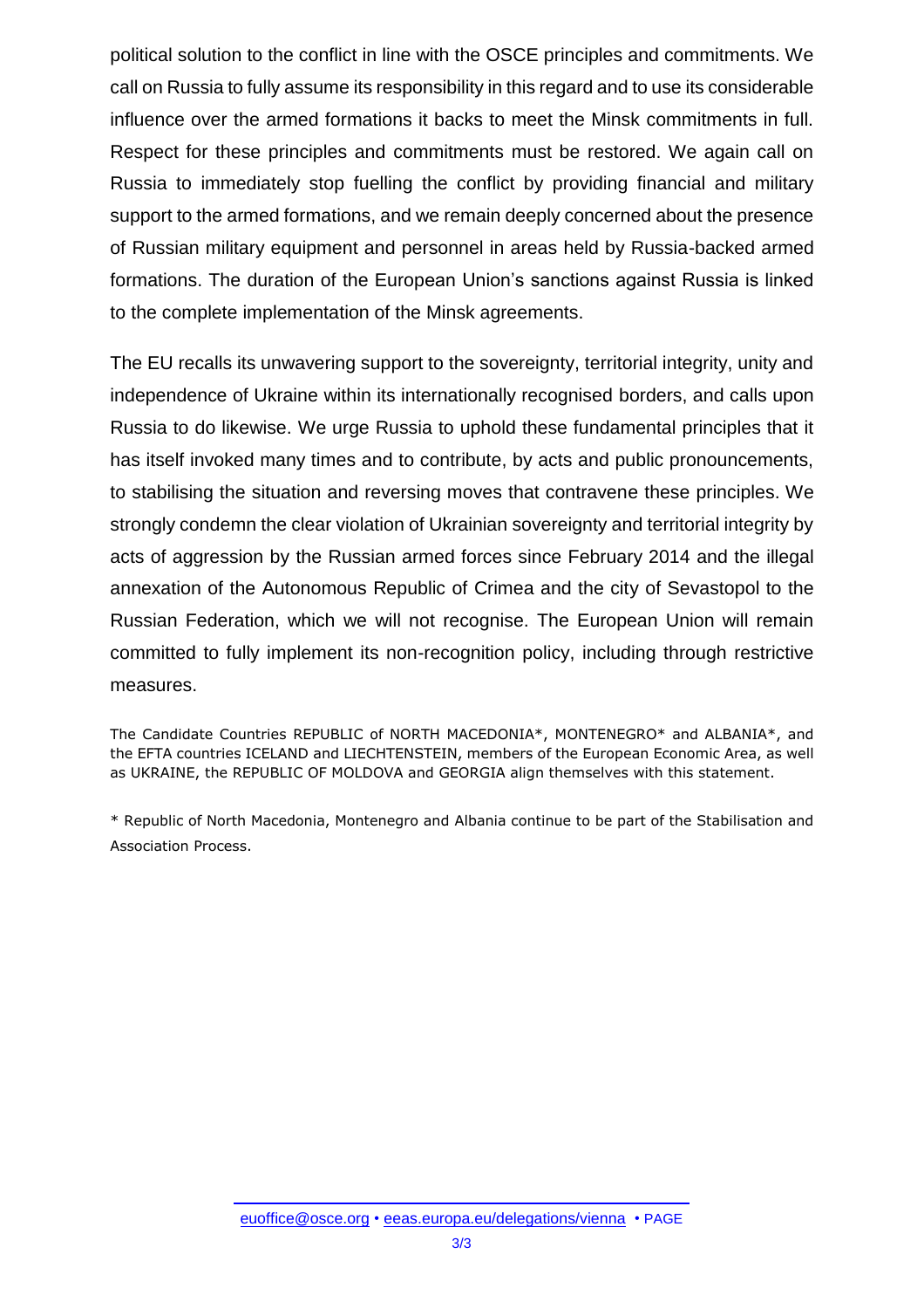political solution to the conflict in line with the OSCE principles and commitments. We call on Russia to fully assume its responsibility in this regard and to use its considerable influence over the armed formations it backs to meet the Minsk commitments in full. Respect for these principles and commitments must be restored. We again call on Russia to immediately stop fuelling the conflict by providing financial and military support to the armed formations, and we remain deeply concerned about the presence of Russian military equipment and personnel in areas held by Russia-backed armed formations. The duration of the European Union's sanctions against Russia is linked to the complete implementation of the Minsk agreements.

The EU recalls its unwavering support to the sovereignty, territorial integrity, unity and independence of Ukraine within its internationally recognised borders, and calls upon Russia to do likewise. We urge Russia to uphold these fundamental principles that it has itself invoked many times and to contribute, by acts and public pronouncements, to stabilising the situation and reversing moves that contravene these principles. We strongly condemn the clear violation of Ukrainian sovereignty and territorial integrity by acts of aggression by the Russian armed forces since February 2014 and the illegal annexation of the Autonomous Republic of Crimea and the city of Sevastopol to the Russian Federation, which we will not recognise. The European Union will remain committed to fully implement its non-recognition policy, including through restrictive measures.

The Candidate Countries REPUBLIC of NORTH MACEDONIA*, MONTENEGRO* and ALBANIA*, and the EFTA countries ICELAND and LIECHTENSTEIN, members of the European Economic Area, as well as UKRAINE, the REPUBLIC OF MOLDOVA and GEORGIA align themselves with this statement.

* Republic of North Macedonia, Montenegro and Albania continue to be part of the Stabilisation and Association Process.